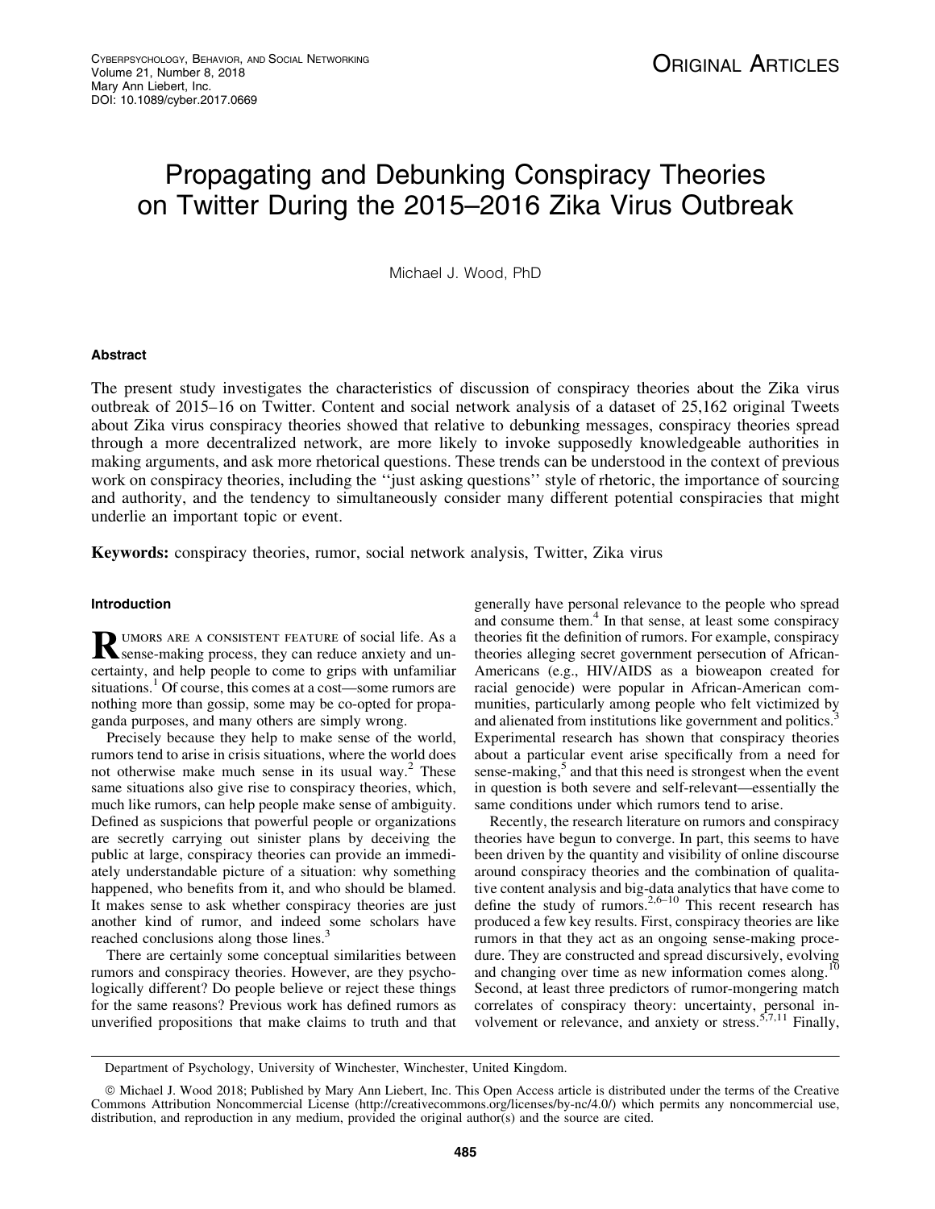# Propagating and Debunking Conspiracy Theories on Twitter During the 2015–2016 Zika Virus Outbreak

Michael J. Wood, PhD

## Abstract

The present study investigates the characteristics of discussion of conspiracy theories about the Zika virus outbreak of 2015–16 on Twitter. Content and social network analysis of a dataset of 25,162 original Tweets about Zika virus conspiracy theories showed that relative to debunking messages, conspiracy theories spread through a more decentralized network, are more likely to invoke supposedly knowledgeable authorities in making arguments, and ask more rhetorical questions. These trends can be understood in the context of previous work on conspiracy theories, including the ''just asking questions'' style of rhetoric, the importance of sourcing and authority, and the tendency to simultaneously consider many different potential conspiracies that might underlie an important topic or event.

**Keywords:** conspiracy theories, rumor, social network analysis, Twitter, Zika virus

## Introduction

Rumors are a consistent feature of social life. As a sense-making process, they can reduce anxiety and uncertainty, and help people to come to grips with unfamiliar situations.[1] Of course, this comes at a cost—some rumors are nothing more than gossip, some may be co-opted for propaganda purposes, and many others are simply wrong.

Precisely because they help to make sense of the world, rumors tend to arise in crisis situations, where the world does not otherwise make much sense in its usual way.[2] These same situations also give rise to conspiracy theories, which, much like rumors, can help people make sense of ambiguity. Defined as suspicions that powerful people or organizations are secretly carrying out sinister plans by deceiving the public at large, conspiracy theories can provide an immediately understandable picture of a situation: why something happened, who benefits from it, and who should be blamed. It makes sense to ask whether conspiracy theories are just another kind of rumor, and indeed some scholars have reached conclusions along those lines.[3]

There are certainly some conceptual similarities between rumors and conspiracy theories. However, are they psychologically different? Do people believe or reject these things for the same reasons? Previous work has defined rumors as unverified propositions that make claims to truth and that generally have personal relevance to the people who spread and consume them.[4] In that sense, at least some conspiracy theories fit the definition of rumors. For example, conspiracy theories alleging secret government persecution of African-Americans (e.g., HIV/AIDS as a bioweapon created for racial genocide) were popular in African-American communities, particularly among people who felt victimized by and alienated from institutions like government and politics.[3] Experimental research has shown that conspiracy theories about a particular event arise specifically from a need for sense-making,[5] and that this need is strongest when the event in question is both severe and self-relevant—essentially the same conditions under which rumors tend to arise.

Recently, the research literature on rumors and conspiracy theories have begun to converge. In part, this seems to have been driven by the quantity and visibility of online discourse around conspiracy theories and the combination of qualitative content analysis and big-data analytics that have come to define the study of rumors.[2,6–10] This recent research has produced a few key results. First, conspiracy theories are like rumors in that they act as an ongoing sense-making procedure. They are constructed and spread discursively, evolving and changing over time as new information comes along.[10] Second, at least three predictors of rumor-mongering match correlates of conspiracy theory: uncertainty, personal involvement or relevance, and anxiety or stress.[5,7,11] Finally,

Department of Psychology, University of Winchester, Winchester, United Kingdom.

© Michael J. Wood 2018; Published by Mary Ann Liebert, Inc. This Open Access article is distributed under the terms of the Creative Commons Attribution Noncommercial License (http://creativecommons.org/licenses/by-nc/4.0/) which permits any noncommercial use, distribution, and reproduction in any medium, provided the original author(s) and the source are cited.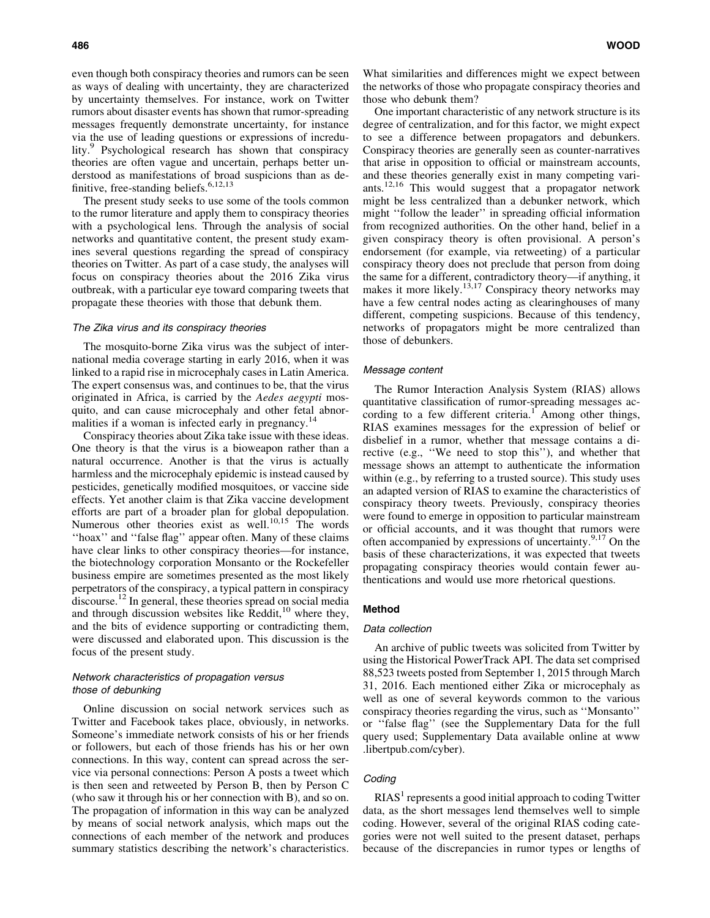even though both conspiracy theories and rumors can be seen as ways of dealing with uncertainty, they are characterized by uncertainty themselves. For instance, work on Twitter rumors about disaster events has shown that rumor-spreading messages frequently demonstrate uncertainty, for instance via the use of leading questions or expressions of incredulity.[9] Psychological research has shown that conspiracy theories are often vague and uncertain, perhaps better understood as manifestations of broad suspicions than as definitive, free-standing beliefs.[6,12,13]

The present study seeks to use some of the tools common to the rumor literature and apply them to conspiracy theories with a psychological lens. Through the analysis of social networks and quantitative content, the present study examines several questions regarding the spread of conspiracy theories on Twitter. As part of a case study, the analyses will focus on conspiracy theories about the 2016 Zika virus outbreak, with a particular eye toward comparing tweets that propagate these theories with those that debunk them.

### *The Zika virus and its conspiracy theories*

The mosquito-borne Zika virus was the subject of international media coverage starting in early 2016, when it was linked to a rapid rise in microcephaly cases in Latin America. The expert consensus was, and continues to be, that the virus originated in Africa, is carried by the *Aedes aegypti* mosquito, and can cause microcephaly and other fetal abnormalities if a woman is infected early in pregnancy.[14]

Conspiracy theories about Zika take issue with these ideas. One theory is that the virus is a bioweapon rather than a natural occurrence. Another is that the virus is actually harmless and the microcephaly epidemic is instead caused by pesticides, genetically modified mosquitoes, or vaccine side effects. Yet another claim is that Zika vaccine development efforts are part of a broader plan for global depopulation. Numerous other theories exist as well.[10,15] The words ''hoax'' and ''false flag'' appear often. Many of these claims have clear links to other conspiracy theories—for instance, the biotechnology corporation Monsanto or the Rockefeller business empire are sometimes presented as the most likely perpetrators of the conspiracy, a typical pattern in conspiracy discourse.[12] In general, these theories spread on social media and through discussion websites like Reddit,[10] where they, and the bits of evidence supporting or contradicting them, were discussed and elaborated upon. This discussion is the focus of the present study.

### *Network characteristics of propagation versus those of debunking*

Online discussion on social network services such as Twitter and Facebook takes place, obviously, in networks. Someone's immediate network consists of his or her friends or followers, but each of those friends has his or her own connections. In this way, content can spread across the service via personal connections: Person A posts a tweet which is then seen and retweeted by Person B, then by Person C (who saw it through his or her connection with B), and so on. The propagation of information in this way can be analyzed by means of social network analysis, which maps out the connections of each member of the network and produces summary statistics describing the network's characteristics. What similarities and differences might we expect between the networks of those who propagate conspiracy theories and those who debunk them?

One important characteristic of any network structure is its degree of centralization, and for this factor, we might expect to see a difference between propagators and debunkers. Conspiracy theories are generally seen as counter-narratives that arise in opposition to official or mainstream accounts, and these theories generally exist in many competing variants.[12,16] This would suggest that a propagator network might be less centralized than a debunker network, which might ''follow the leader'' in spreading official information from recognized authorities. On the other hand, belief in a given conspiracy theory is often provisional. A person's endorsement (for example, via retweeting) of a particular conspiracy theory does not preclude that person from doing the same for a different, contradictory theory—if anything, it makes it more likely.[13,17] Conspiracy theory networks may have a few central nodes acting as clearinghouses of many different, competing suspicions. Because of this tendency, networks of propagators might be more centralized than those of debunkers.

### *Message content*

The Rumor Interaction Analysis System (RIAS) allows quantitative classification of rumor-spreading messages according to a few different criteria.[1] Among other things, RIAS examines messages for the expression of belief or disbelief in a rumor, whether that message contains a directive (e.g., ''We need to stop this''), and whether that message shows an attempt to authenticate the information within (e.g., by referring to a trusted source). This study uses an adapted version of RIAS to examine the characteristics of conspiracy theory tweets. Previously, conspiracy theories were found to emerge in opposition to particular mainstream or official accounts, and it was thought that rumors were often accompanied by expressions of uncertainty.[9,17] On the basis of these characterizations, it was expected that tweets propagating conspiracy theories would contain fewer authentications and would use more rhetorical questions.

## Method

### *Data collection*

An archive of public tweets was solicited from Twitter by using the Historical PowerTrack API. The data set comprised 88,523 tweets posted from September 1, 2015 through March 31, 2016. Each mentioned either Zika or microcephaly as well as one of several keywords common to the various conspiracy theories regarding the virus, such as ''Monsanto'' or ''false flag'' (see the Supplementary Data for the full query used; Supplementary Data available online at www.liebertpub.com/cyber).

### *Coding*

RIAS[1] represents a good initial approach to coding Twitter data, as the short messages lend themselves well to simple coding. However, several of the original RIAS coding categories were not well suited to the present dataset, perhaps because of the discrepancies in rumor types or lengths of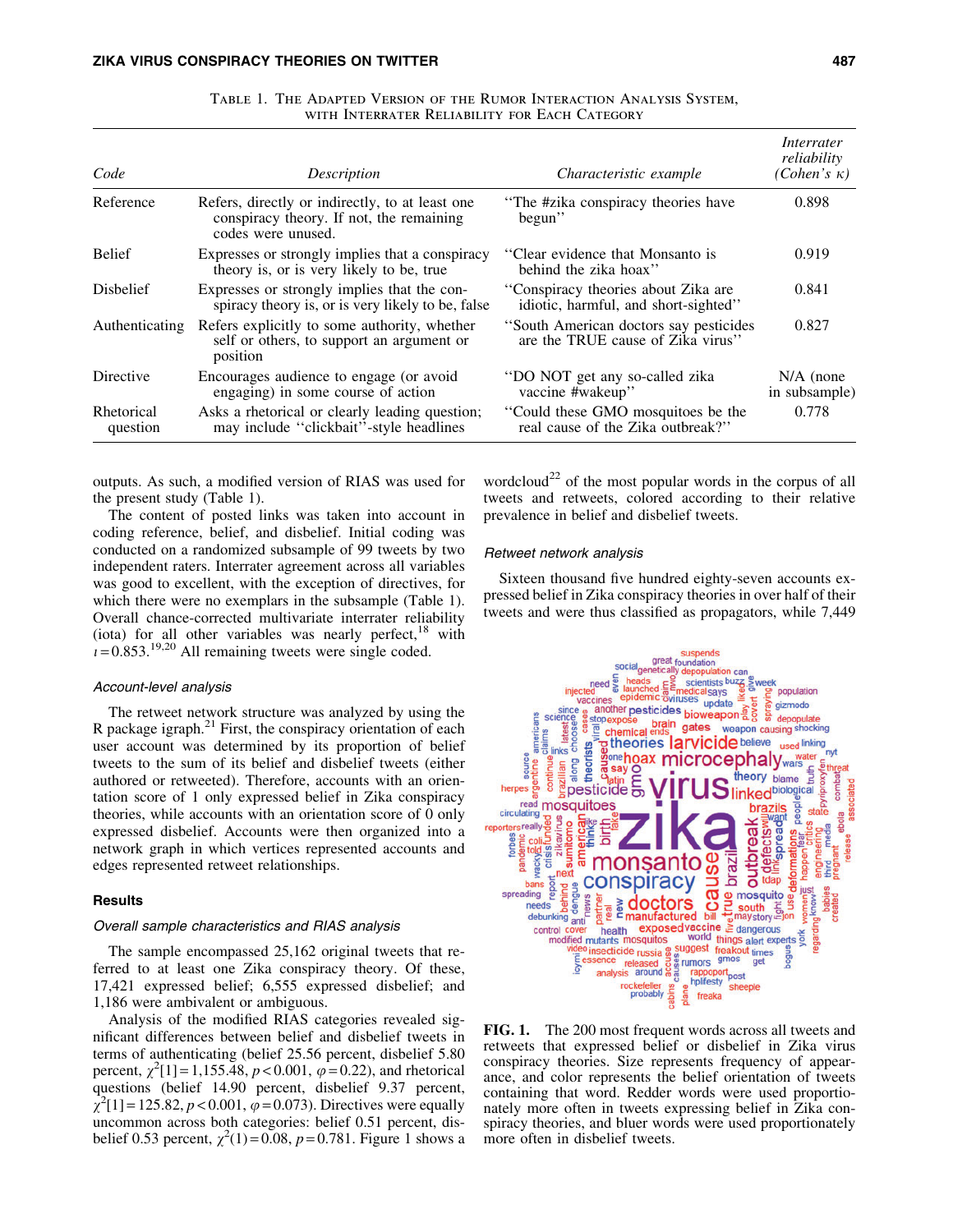TABLE 1. THE ADAPTED VERSION OF THE RUMOR INTERACTION ANALYSIS SYSTEM, WITH INTERRATER RELIABILITY FOR EACH CATEGORY

| *Code* | *Description* | *Characteristic example* | *Interrater reliability (Cohen's κ)* |
|---|---|---|---|
| Reference | Refers, directly or indirectly, to at least one conspiracy theory. If not, the remaining codes were unused. | "The #zika conspiracy theories have begun" | 0.898 |
| Belief | Expresses or strongly implies that a conspiracy theory is, or is very likely to be, true | "Clear evidence that Monsanto is behind the zika hoax" | 0.919 |
| Disbelief | Expresses or strongly implies that the conspiracy theory is, or is very likely to be, false | "Conspiracy theories about Zika are idiotic, harmful, and short-sighted" | 0.841 |
| Authenticating | Refers explicitly to some authority, whether self or others, to support an argument or position | "South American doctors say pesticides are the TRUE cause of Zika virus" | 0.827 |
| Directive | Encourages audience to engage (or avoid engaging) in some course of action | "DO NOT get any so-called zika vaccine #wakeup" | N/A (none in subsample) |
| Rhetorical question | Asks a rhetorical or clearly leading question; may include "clickbait"-style headlines | "Could these GMO mosquitoes be the real cause of the Zika outbreak?" | 0.778 |

outputs. As such, a modified version of RIAS was used for the present study (Table 1).

The content of posted links was taken into account in coding reference, belief, and disbelief. Initial coding was conducted on a randomized subsample of 99 tweets by two independent raters. Interrater agreement across all variables was good to excellent, with the exception of directives, for which there were no exemplars in the subsample (Table 1). Overall chance-corrected multivariate interrater reliability (iota) for all other variables was nearly perfect,[18] with $\iota = 0.853$.[19,20] All remaining tweets were single coded.

### Account-level analysis

The retweet network structure was analyzed by using the R package igraph.[21] First, the conspiracy orientation of each user account was determined by its proportion of belief tweets to the sum of its belief and disbelief tweets (either authored or retweeted). Therefore, accounts with an orientation score of 1 only expressed belief in Zika conspiracy theories, while accounts with an orientation score of 0 only expressed disbelief. Accounts were then organized into a network graph in which vertices represented accounts and edges represented retweet relationships.

## Results

### Overall sample characteristics and RIAS analysis

The sample encompassed 25,162 original tweets that referred to at least one Zika conspiracy theory. Of these, 17,421 expressed belief; 6,555 expressed disbelief; and 1,186 were ambivalent or ambiguous.

Analysis of the modified RIAS categories revealed significant differences between belief and disbelief tweets in terms of authenticating (belief 25.56 percent, disbelief 5.80 percent, $\chi^2[1] = 1{,}155.48$, $p < 0.001$, $\varphi = 0.22$), and rhetorical questions (belief 14.90 percent, disbelief 9.37 percent, $\chi^2[1] = 125.82$, $p < 0.001$, $\varphi = 0.073$). Directives were equally uncommon across both categories: belief 0.51 percent, disbelief 0.53 percent, $\chi^2(1) = 0.08$, $p = 0.781$. Figure 1 shows a wordcloud[22] of the most popular words in the corpus of all tweets and retweets, colored according to their relative prevalence in belief and disbelief tweets.

### Retweet network analysis

Sixteen thousand five hundred eighty-seven accounts expressed belief in Zika conspiracy theories in over half of their tweets and were thus classified as propagators, while 7,449

**FIG. 1.** The 200 most frequent words across all tweets and retweets that expressed belief or disbelief in Zika virus conspiracy theories. Size represents frequency of appearance, and color represents the belief orientation of tweets containing that word. Redder words were used proportionately more often in tweets expressing belief in Zika conspiracy theories, and bluer words were used proportionately more often in disbelief tweets.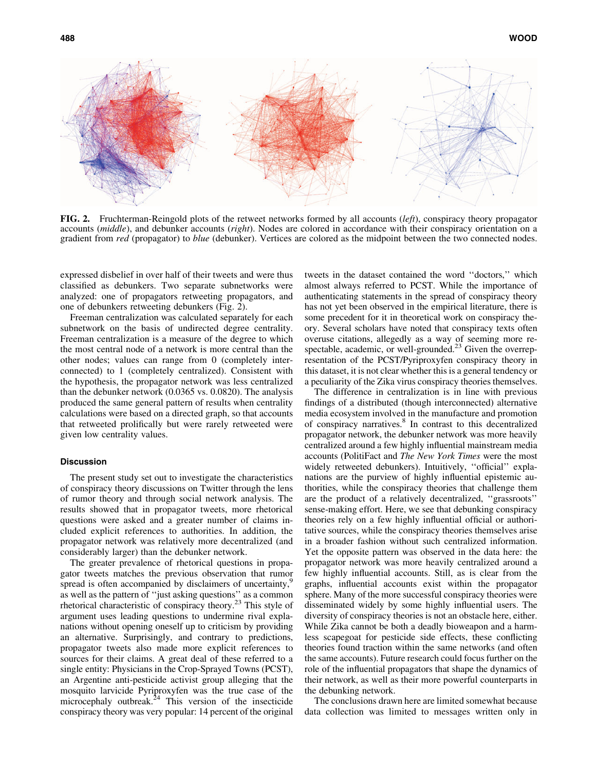FIG. 2. Fruchterman-Reingold plots of the retweet networks formed by all accounts (*left*), conspiracy theory propagator accounts (*middle*), and debunker accounts (*right*). Nodes are colored in accordance with their conspiracy orientation on a gradient from *red* (propagator) to *blue* (debunker). Vertices are colored as the midpoint between the two connected nodes.

expressed disbelief in over half of their tweets and were thus classified as debunkers. Two separate subnetworks were analyzed: one of propagators retweeting propagators, and one of debunkers retweeting debunkers (Fig. 2).

Freeman centralization was calculated separately for each subnetwork on the basis of undirected degree centrality. Freeman centralization is a measure of the degree to which the most central node of a network is more central than the other nodes; values can range from 0 (completely interconnected) to 1 (completely centralized). Consistent with the hypothesis, the propagator network was less centralized than the debunker network (0.0365 vs. 0.0820). The analysis produced the same general pattern of results when centrality calculations were based on a directed graph, so that accounts that retweeted prolifically but were rarely retweeted were given low centrality values.

### Discussion

The present study set out to investigate the characteristics of conspiracy theory discussions on Twitter through the lens of rumor theory and through social network analysis. The results showed that in propagator tweets, more rhetorical questions were asked and a greater number of claims included explicit references to authorities. In addition, the propagator network was relatively more decentralized (and considerably larger) than the debunker network.

The greater prevalence of rhetorical questions in propagator tweets matches the previous observation that rumor spread is often accompanied by disclaimers of uncertainty,[9] as well as the pattern of ''just asking questions'' as a common rhetorical characteristic of conspiracy theory.[23] This style of argument uses leading questions to undermine rival explanations without opening oneself up to criticism by providing an alternative. Surprisingly, and contrary to predictions, propagator tweets also made more explicit references to sources for their claims. A great deal of these referred to a single entity: Physicians in the Crop-Sprayed Towns (PCST), an Argentine anti-pesticide activist group alleging that the mosquito larvicide Pyriproxyfen was the true case of the microcephaly outbreak.[24] This version of the insecticide conspiracy theory was very popular: 14 percent of the original tweets in the dataset contained the word ''doctors,'' which almost always referred to PCST. While the importance of authenticating statements in the spread of conspiracy theory has not yet been observed in the empirical literature, there is some precedent for it in theoretical work on conspiracy theory. Several scholars have noted that conspiracy texts often overuse citations, allegedly as a way of seeming more respectable, academic, or well-grounded.[23] Given the overrepresentation of the PCST/Pyriproxyfen conspiracy theory in this dataset, it is not clear whether this is a general tendency or a peculiarity of the Zika virus conspiracy theories themselves.

The difference in centralization is in line with previous findings of a distributed (though interconnected) alternative media ecosystem involved in the manufacture and promotion of conspiracy narratives.[8] In contrast to this decentralized propagator network, the debunker network was more heavily centralized around a few highly influential mainstream media accounts (PolitiFact and *The New York Times* were the most widely retweeted debunkers). Intuitively, ''official'' explanations are the purview of highly influential epistemic authorities, while the conspiracy theories that challenge them are the product of a relatively decentralized, ''grassroots'' sense-making effort. Here, we see that debunking conspiracy theories rely on a few highly influential official or authoritative sources, while the conspiracy theories themselves arise in a broader fashion without such centralized information. Yet the opposite pattern was observed in the data here: the propagator network was more heavily centralized around a few highly influential accounts. Still, as is clear from the graphs, influential accounts exist within the propagator sphere. Many of the more successful conspiracy theories were disseminated widely by some highly influential users. The diversity of conspiracy theories is not an obstacle here, either. While Zika cannot be both a deadly bioweapon and a harmless scapegoat for pesticide side effects, these conflicting theories found traction within the same networks (and often the same accounts). Future research could focus further on the role of the influential propagators that shape the dynamics of their network, as well as their more powerful counterparts in the debunking network.

The conclusions drawn here are limited somewhat because data collection was limited to messages written only in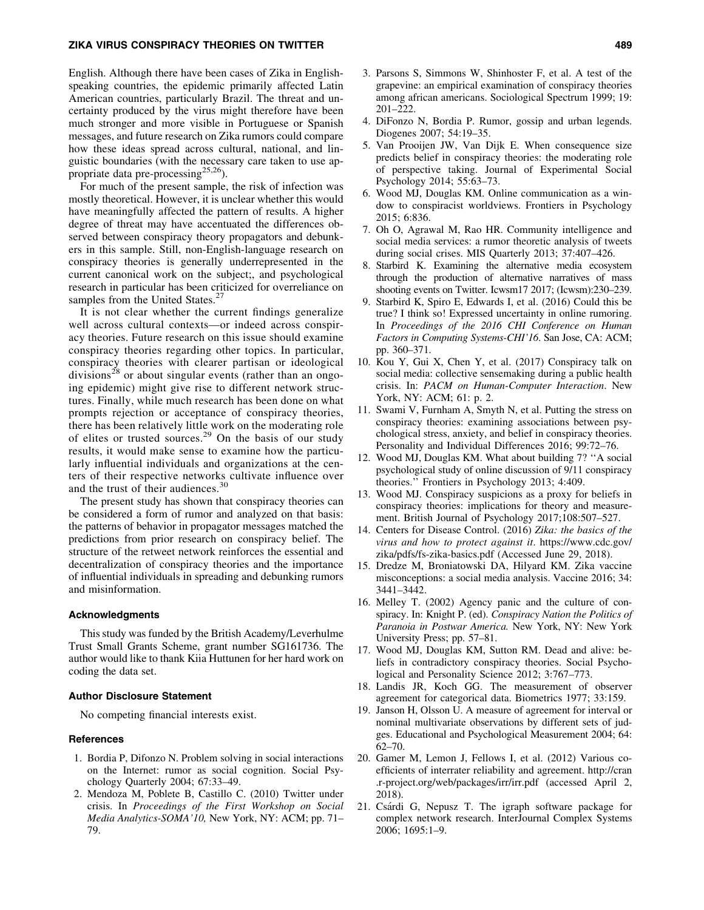English. Although there have been cases of Zika in English-speaking countries, the epidemic primarily affected Latin American countries, particularly Brazil. The threat and uncertainty produced by the virus might therefore have been much stronger and more visible in Portuguese or Spanish messages, and future research on Zika rumors could compare how these ideas spread across cultural, national, and linguistic boundaries (with the necessary care taken to use appropriate data pre-processing[25,26]).

For much of the present sample, the risk of infection was mostly theoretical. However, it is unclear whether this would have meaningfully affected the pattern of results. A higher degree of threat may have accentuated the differences observed between conspiracy theory propagators and debunkers in this sample. Still, non-English-language research on conspiracy theories is generally underrepresented in the current canonical work on the subject;, and psychological research in particular has been criticized for overreliance on samples from the United States.[27]

It is not clear whether the current findings generalize well across cultural contexts—or indeed across conspiracy theories. Future research on this issue should examine conspiracy theories regarding other topics. In particular, conspiracy theories with clearer partisan or ideological divisions[28] or about singular events (rather than an ongoing epidemic) might give rise to different network structures. Finally, while much research has been done on what prompts rejection or acceptance of conspiracy theories, there has been relatively little work on the moderating role of elites or trusted sources.[29] On the basis of our study results, it would make sense to examine how the particularly influential individuals and organizations at the centers of their respective networks cultivate influence over and the trust of their audiences.[30]

The present study has shown that conspiracy theories can be considered a form of rumor and analyzed on that basis: the patterns of behavior in propagator messages matched the predictions from prior research on conspiracy belief. The structure of the retweet network reinforces the essential and decentralization of conspiracy theories and the importance of influential individuals in spreading and debunking rumors and misinformation.

## Acknowledgments

This study was funded by the British Academy/Leverhulme Trust Small Grants Scheme, grant number SG161736. The author would like to thank Kiia Huttunen for her hard work on coding the data set.

## Author Disclosure Statement

No competing financial interests exist.

## References

1. Bordia P, Difonzo N. Problem solving in social interactions on the Internet: rumor as social cognition. Social Psychology Quarterly 2004; 67:33–49.
2. Mendoza M, Poblete B, Castillo C. (2010) Twitter under crisis. In *Proceedings of the First Workshop on Social Media Analytics-SOMA'10,* New York, NY: ACM; pp. 71–79.
3. Parsons S, Simmons W, Shinhoster F, et al. A test of the grapevine: an empirical examination of conspiracy theories among african americans. Sociological Spectrum 1999; 19: 201–222.
4. DiFonzo N, Bordia P. Rumor, gossip and urban legends. Diogenes 2007; 54:19–35.
5. Van Prooijen JW, Van Dijk E. When consequence size predicts belief in conspiracy theories: the moderating role of perspective taking. Journal of Experimental Social Psychology 2014; 55:63–73.
6. Wood MJ, Douglas KM. Online communication as a window to conspiracist worldviews. Frontiers in Psychology 2015; 6:836.
7. Oh O, Agrawal M, Rao HR. Community intelligence and social media services: a rumor theoretic analysis of tweets during social crises. MIS Quarterly 2013; 37:407–426.
8. Starbird K. Examining the alternative media ecosystem through the production of alternative narratives of mass shooting events on Twitter. Icwsm17 2017; (Icwsm):230–239.
9. Starbird K, Spiro E, Edwards I, et al. (2016) Could this be true? I think so! Expressed uncertainty in online rumoring. In *Proceedings of the 2016 CHI Conference on Human Factors in Computing Systems-CHI'16*. San Jose, CA: ACM; pp. 360–371.
10. Kou Y, Gui X, Chen Y, et al. (2017) Conspiracy talk on social media: collective sensemaking during a public health crisis. In: *PACM on Human-Computer Interaction*. New York, NY: ACM; 61: p. 2.
11. Swami V, Furnham A, Smyth N, et al. Putting the stress on conspiracy theories: examining associations between psychological stress, anxiety, and belief in conspiracy theories. Personality and Individual Differences 2016; 99:72–76.
12. Wood MJ, Douglas KM. What about building 7? ''A social psychological study of online discussion of 9/11 conspiracy theories.'' Frontiers in Psychology 2013; 4:409.
13. Wood MJ. Conspiracy suspicions as a proxy for beliefs in conspiracy theories: implications for theory and measurement. British Journal of Psychology 2017;108:507–527.
14. Centers for Disease Control. (2016) *Zika: the basics of the virus and how to protect against it*. https://www.cdc.gov/zika/pdfs/fs-zika-basics.pdf (Accessed June 29, 2018).
15. Dredze M, Broniatowski DA, Hilyard KM. Zika vaccine misconceptions: a social media analysis. Vaccine 2016; 34: 3441–3442.
16. Melley T. (2002) Agency panic and the culture of conspiracy. In: Knight P. (ed). *Conspiracy Nation the Politics of Paranoia in Postwar America.* New York, NY: New York University Press; pp. 57–81.
17. Wood MJ, Douglas KM, Sutton RM. Dead and alive: beliefs in contradictory conspiracy theories. Social Psychological and Personality Science 2012; 3:767–773.
18. Landis JR, Koch GG. The measurement of observer agreement for categorical data. Biometrics 1977; 33:159.
19. Janson H, Olsson U. A measure of agreement for interval or nominal multivariate observations by different sets of judges. Educational and Psychological Measurement 2004; 64: 62–70.
20. Gamer M, Lemon J, Fellows I, et al. (2012) Various coefficients of interrater reliability and agreement. http://cran.r-project.org/web/packages/irr/irr.pdf (accessed April 2, 2018).
21. Csárdi G, Nepusz T. The igraph software package for complex network research. InterJournal Complex Systems 2006; 1695:1–9.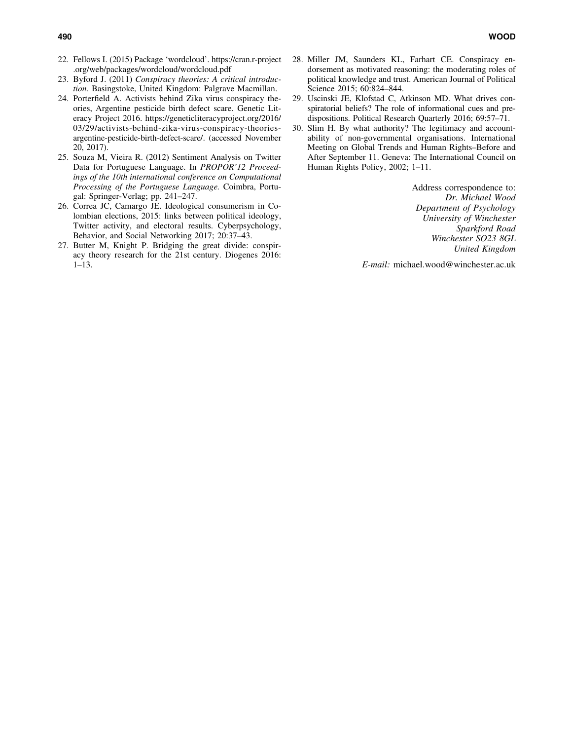22. Fellows I. (2015) Package 'wordcloud'. https://cran.r-project.org/web/packages/wordcloud/wordcloud.pdf
23. Byford J. (2011) *Conspiracy theories: A critical introduction*. Basingstoke, United Kingdom: Palgrave Macmillan.
24. Porterfield A. Activists behind Zika virus conspiracy theories, Argentine pesticide birth defect scare. Genetic Literacy Project 2016. https://geneticliteracyproject.org/2016/03/29/activists-behind-zika-virus-conspiracy-theories-argentine-pesticide-birth-defect-scare/. (accessed November 20, 2017).
25. Souza M, Vieira R. (2012) Sentiment Analysis on Twitter Data for Portuguese Language. In *PROPOR'12 Proceedings of the 10th international conference on Computational Processing of the Portuguese Language.* Coimbra, Portugal: Springer-Verlag; pp. 241–247.
26. Correa JC, Camargo JE. Ideological consumerism in Colombian elections, 2015: links between political ideology, Twitter activity, and electoral results. Cyberpsychology, Behavior, and Social Networking 2017; 20:37–43.
27. Butter M, Knight P. Bridging the great divide: conspiracy theory research for the 21st century. Diogenes 2016: 1–13.
28. Miller JM, Saunders KL, Farhart CE. Conspiracy endorsement as motivated reasoning: the moderating roles of political knowledge and trust. American Journal of Political Science 2015; 60:824–844.
29. Uscinski JE, Klofstad C, Atkinson MD. What drives conspiratorial beliefs? The role of informational cues and predispositions. Political Research Quarterly 2016; 69:57–71.
30. Slim H. By what authority? The legitimacy and accountability of non-governmental organisations. International Meeting on Global Trends and Human Rights–Before and After September 11. Geneva: The International Council on Human Rights Policy, 2002; 1–11.

Address correspondence to:
*Dr. Michael Wood*
*Department of Psychology*
*University of Winchester*
*Sparkford Road*
*Winchester SO23 8GL*
*United Kingdom*

*E-mail:* michael.wood@winchester.ac.uk